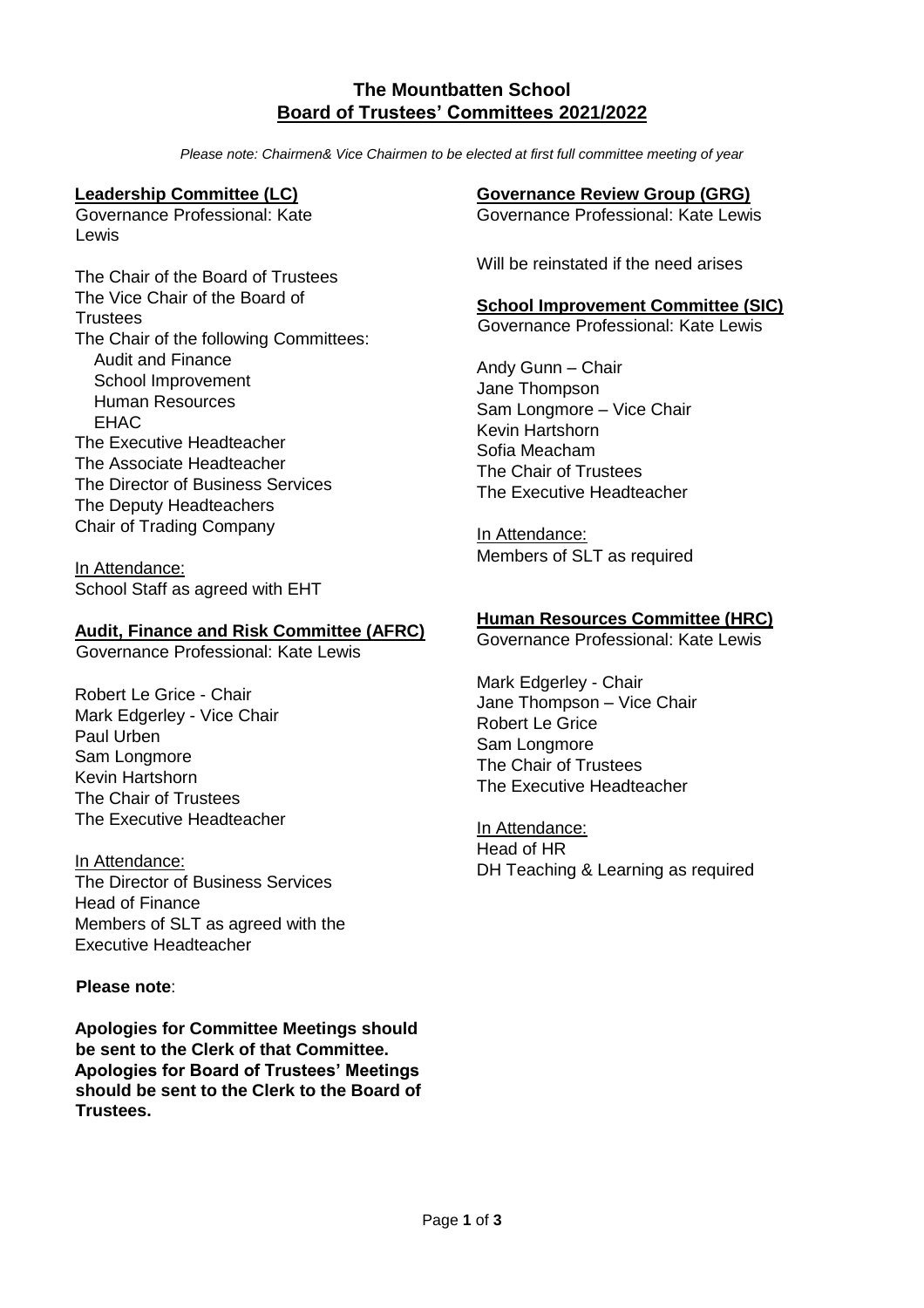# The Mountbatten School
## Board of Trustees' Committees 2021/2022

*Please note: Chairmen& Vice Chairmen to be elected at first full committee meeting of year*

### Leadership Committee (LC)

Governance Professional: Kate Lewis

The Chair of the Board of Trustees
The Vice Chair of the Board of Trustees
The Chair of the following Committees:
- Audit and Finance
- School Improvement
- Human Resources
- EHAC

The Executive Headteacher
The Associate Headteacher
The Director of Business Services
The Deputy Headteachers
Chair of Trading Company

In Attendance:
School Staff as agreed with EHT

### Audit, Finance and Risk Committee (AFRC)

Governance Professional: Kate Lewis

Robert Le Grice - Chair
Mark Edgerley - Vice Chair
Paul Urben
Sam Longmore
Kevin Hartshorn
The Chair of Trustees
The Executive Headteacher

In Attendance:
The Director of Business Services
Head of Finance
Members of SLT as agreed with the Executive Headteacher

**Please note**:

**Apologies for Committee Meetings should be sent to the Clerk of that Committee. Apologies for Board of Trustees' Meetings should be sent to the Clerk to the Board of Trustees.**

### Governance Review Group (GRG)

Governance Professional: Kate Lewis

Will be reinstated if the need arises

### School Improvement Committee (SIC)

Governance Professional: Kate Lewis

Andy Gunn – Chair
Jane Thompson
Sam Longmore – Vice Chair
Kevin Hartshorn
Sofia Meacham
The Chair of Trustees
The Executive Headteacher

In Attendance:
Members of SLT as required

### Human Resources Committee (HRC)

Governance Professional: Kate Lewis

Mark Edgerley - Chair
Jane Thompson – Vice Chair
Robert Le Grice
Sam Longmore
The Chair of Trustees
The Executive Headteacher

In Attendance:
Head of HR
DH Teaching & Learning as required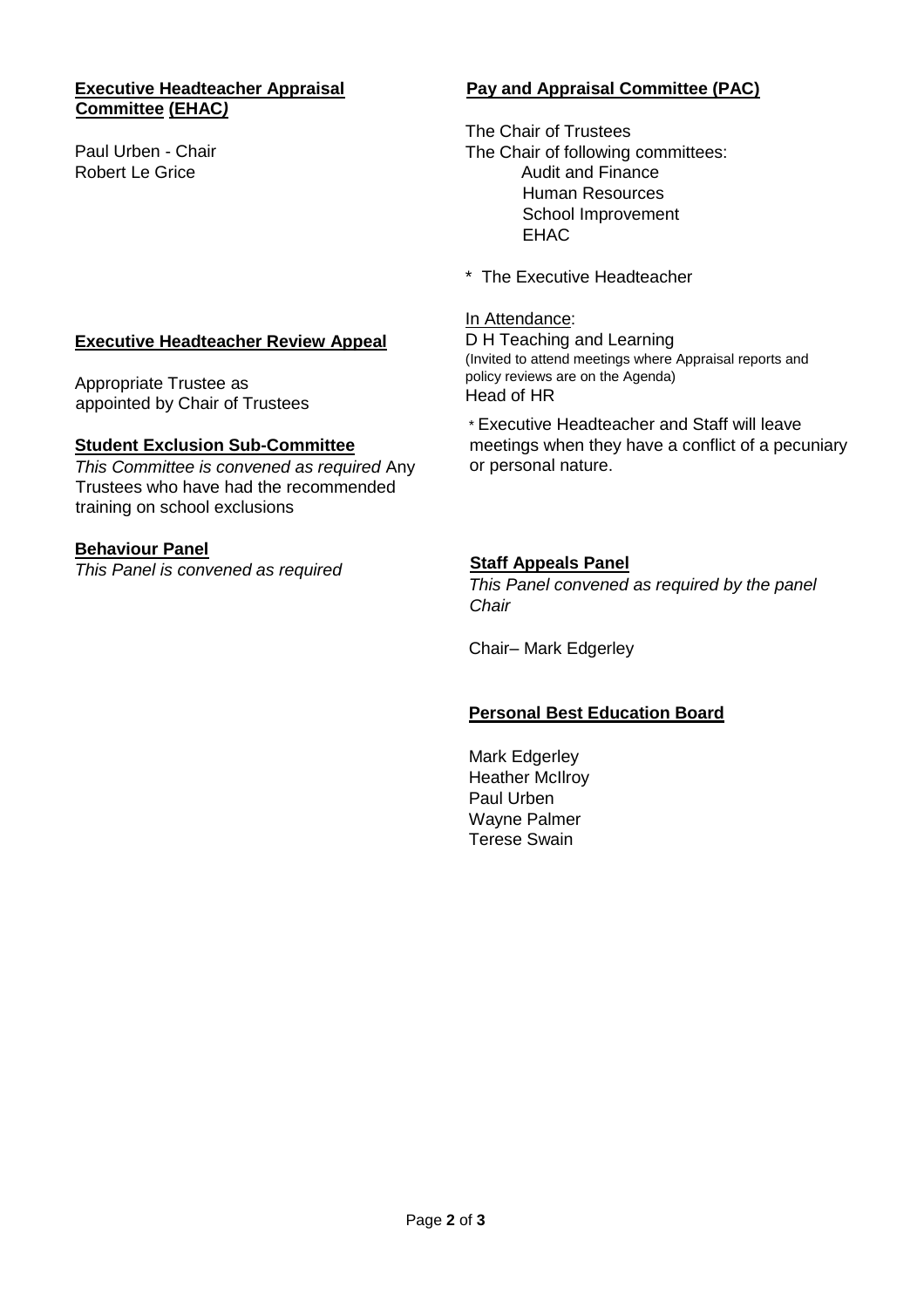**Executive Headteacher Appraisal Committee (EHAC)**

Paul Urben - Chair
Robert Le Grice

**Executive Headteacher Review Appeal**

Appropriate Trustee as appointed by Chair of Trustees

**Student Exclusion Sub-Committee**

*This Committee is convened as required* Any Trustees who have had the recommended training on school exclusions

**Behaviour Panel**

*This Panel is convened as required*

**Pay and Appraisal Committee (PAC)**

The Chair of Trustees
The Chair of following committees:

- Audit and Finance
- Human Resources
- School Improvement
- EHAC

\* The Executive Headteacher

In Attendance:
D H Teaching and Learning
(Invited to attend meetings where Appraisal reports and policy reviews are on the Agenda)
Head of HR

\* Executive Headteacher and Staff will leave meetings when they have a conflict of a pecuniary or personal nature.

**Staff Appeals Panel**

*This Panel convened as required by the panel Chair*

Chair– Mark Edgerley

**Personal Best Education Board**

Mark Edgerley
Heather McIlroy
Paul Urben
Wayne Palmer
Terese Swain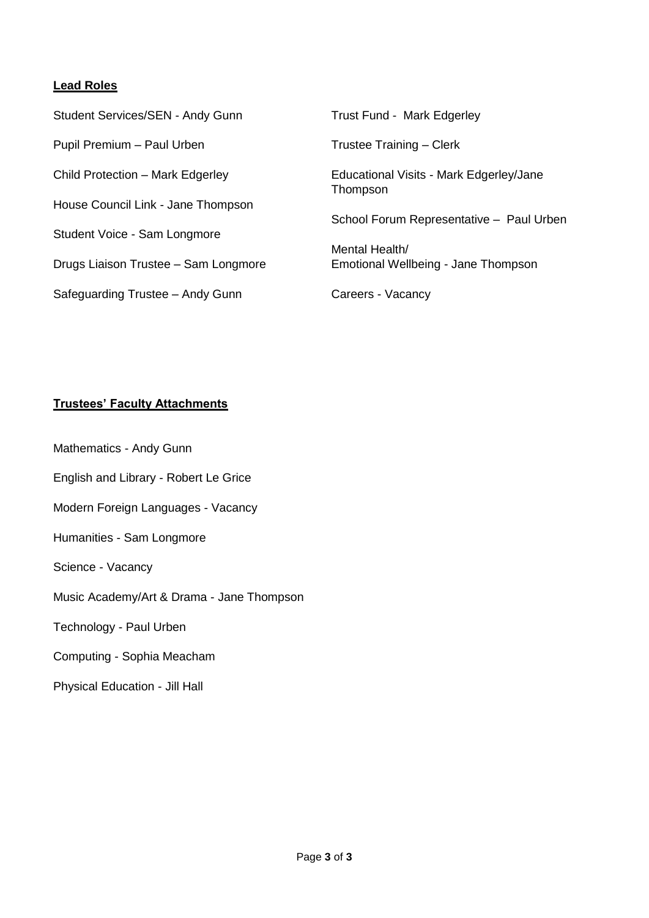**Lead Roles**

Student Services/SEN - Andy Gunn

Pupil Premium – Paul Urben

Child Protection – Mark Edgerley

House Council Link - Jane Thompson

Student Voice - Sam Longmore

Drugs Liaison Trustee – Sam Longmore

Safeguarding Trustee – Andy Gunn

Trust Fund - Mark Edgerley

Trustee Training – Clerk

Educational Visits - Mark Edgerley/Jane Thompson

School Forum Representative – Paul Urben

Mental Health/ Emotional Wellbeing - Jane Thompson

Careers - Vacancy

**Trustees' Faculty Attachments**

Mathematics - Andy Gunn

English and Library - Robert Le Grice

Modern Foreign Languages - Vacancy

Humanities - Sam Longmore

Science - Vacancy

Music Academy/Art & Drama - Jane Thompson

Technology - Paul Urben

Computing - Sophia Meacham

Physical Education - Jill Hall